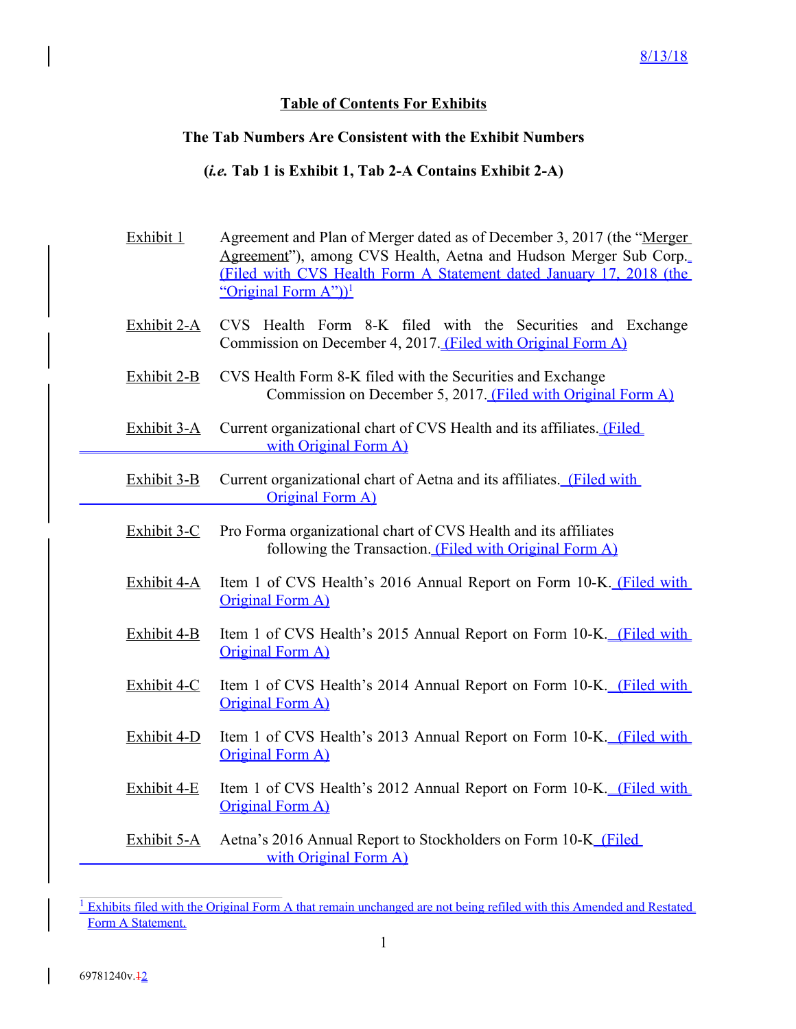8/13/18

**Table of Contents For Exhibits**

**The Tab Numbers Are Consistent with the Exhibit Numbers**

**(*i.e.* Tab 1 is Exhibit 1, Tab 2-A Contains Exhibit 2-A)**

Exhibit 1 — Agreement and Plan of Merger dated as of December 3, 2017 (the "Merger Agreement"), among CVS Health, Aetna and Hudson Merger Sub Corp. (Filed with CVS Health Form A Statement dated January 17, 2018 (the "Original Form A"))[1]

Exhibit 2-A — CVS Health Form 8-K filed with the Securities and Exchange Commission on December 4, 2017. (Filed with Original Form A)

Exhibit 2-B — CVS Health Form 8-K filed with the Securities and Exchange Commission on December 5, 2017. (Filed with Original Form A)

Exhibit 3-A — Current organizational chart of CVS Health and its affiliates. (Filed with Original Form A)

Exhibit 3-B — Current organizational chart of Aetna and its affiliates. (Filed with Original Form A)

Exhibit 3-C — Pro Forma organizational chart of CVS Health and its affiliates following the Transaction. (Filed with Original Form A)

Exhibit 4-A — Item 1 of CVS Health's 2016 Annual Report on Form 10-K. (Filed with Original Form A)

Exhibit 4-B — Item 1 of CVS Health's 2015 Annual Report on Form 10-K. (Filed with Original Form A)

Exhibit 4-C — Item 1 of CVS Health's 2014 Annual Report on Form 10-K. (Filed with Original Form A)

Exhibit 4-D — Item 1 of CVS Health's 2013 Annual Report on Form 10-K. (Filed with Original Form A)

Exhibit 4-E — Item 1 of CVS Health's 2012 Annual Report on Form 10-K. (Filed with Original Form A)

Exhibit 5-A — Aetna's 2016 Annual Report to Stockholders on Form 10-K (Filed with Original Form A)

[1] Exhibits filed with the Original Form A that remain unchanged are not being refiled with this Amended and Restated Form A Statement.

69781240v.12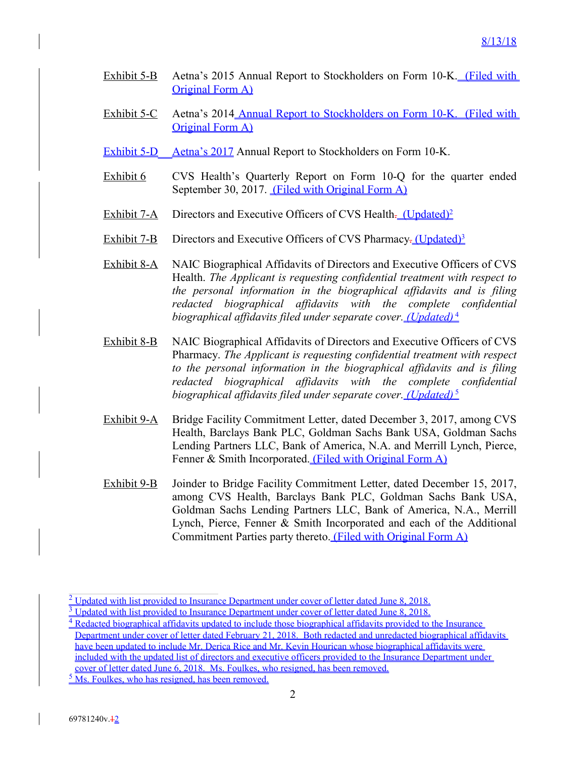8/13/18

Exhibit 5-B Aetna's 2015 Annual Report to Stockholders on Form 10-K. (Filed with Original Form A)

Exhibit 5-C Aetna's 2014 Annual Report to Stockholders on Form 10-K. (Filed with Original Form A)

Exhibit 5-D Aetna's 2017 Annual Report to Stockholders on Form 10-K.

Exhibit 6 CVS Health's Quarterly Report on Form 10-Q for the quarter ended September 30, 2017. (Filed with Original Form A)

Exhibit 7-A Directors and Executive Officers of CVS Health. (Updated)[2]

Exhibit 7-B Directors and Executive Officers of CVS Pharmacy. (Updated)[3]

Exhibit 8-A NAIC Biographical Affidavits of Directors and Executive Officers of CVS Health. *The Applicant is requesting confidential treatment with respect to the personal information in the biographical affidavits and is filing redacted biographical affidavits with the complete confidential biographical affidavits filed under separate cover. (Updated)* [4]

Exhibit 8-B NAIC Biographical Affidavits of Directors and Executive Officers of CVS Pharmacy. *The Applicant is requesting confidential treatment with respect to the personal information in the biographical affidavits and is filing redacted biographical affidavits with the complete confidential biographical affidavits filed under separate cover. (Updated)* [5]

Exhibit 9-A Bridge Facility Commitment Letter, dated December 3, 2017, among CVS Health, Barclays Bank PLC, Goldman Sachs Bank USA, Goldman Sachs Lending Partners LLC, Bank of America, N.A. and Merrill Lynch, Pierce, Fenner & Smith Incorporated. (Filed with Original Form A)

Exhibit 9-B Joinder to Bridge Facility Commitment Letter, dated December 15, 2017, among CVS Health, Barclays Bank PLC, Goldman Sachs Bank USA, Goldman Sachs Lending Partners LLC, Bank of America, N.A., Merrill Lynch, Pierce, Fenner & Smith Incorporated and each of the Additional Commitment Parties party thereto. (Filed with Original Form A)

---

[2] Updated with list provided to Insurance Department under cover of letter dated June 8, 2018.

[3] Updated with list provided to Insurance Department under cover of letter dated June 8, 2018.

[4] Redacted biographical affidavits updated to include those biographical affidavits provided to the Insurance Department under cover of letter dated February 21, 2018. Both redacted and unredacted biographical affidavits have been updated to include Mr. Derica Rice and Mr. Kevin Hourican whose biographical affidavits were included with the updated list of directors and executive officers provided to the Insurance Department under cover of letter dated June 6, 2018. Ms. Foulkes, who resigned, has been removed.

[5] Ms. Foulkes, who has resigned, has been removed.

69781240v.12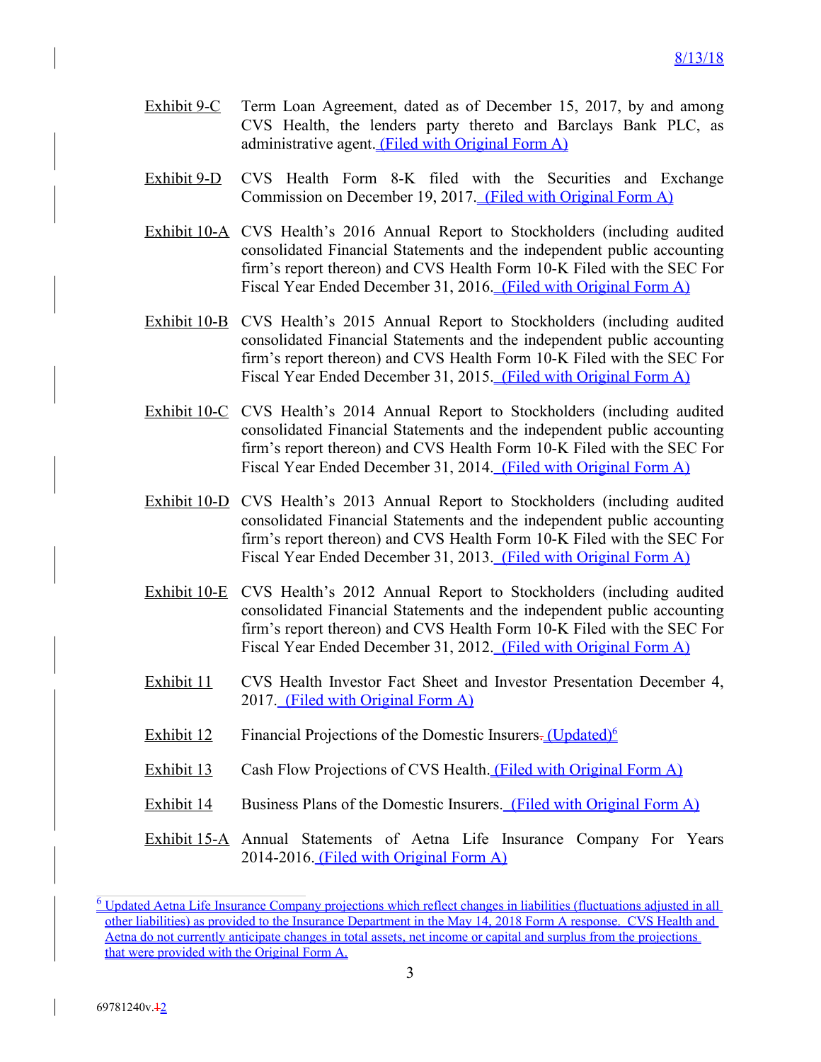Exhibit 9-C Term Loan Agreement, dated as of December 15, 2017, by and among CVS Health, the lenders party thereto and Barclays Bank PLC, as administrative agent. (Filed with Original Form A)

Exhibit 9-D CVS Health Form 8-K filed with the Securities and Exchange Commission on December 19, 2017. (Filed with Original Form A)

Exhibit 10-A CVS Health's 2016 Annual Report to Stockholders (including audited consolidated Financial Statements and the independent public accounting firm's report thereon) and CVS Health Form 10-K Filed with the SEC For Fiscal Year Ended December 31, 2016. (Filed with Original Form A)

Exhibit 10-B CVS Health's 2015 Annual Report to Stockholders (including audited consolidated Financial Statements and the independent public accounting firm's report thereon) and CVS Health Form 10-K Filed with the SEC For Fiscal Year Ended December 31, 2015. (Filed with Original Form A)

Exhibit 10-C CVS Health's 2014 Annual Report to Stockholders (including audited consolidated Financial Statements and the independent public accounting firm's report thereon) and CVS Health Form 10-K Filed with the SEC For Fiscal Year Ended December 31, 2014. (Filed with Original Form A)

Exhibit 10-D CVS Health's 2013 Annual Report to Stockholders (including audited consolidated Financial Statements and the independent public accounting firm's report thereon) and CVS Health Form 10-K Filed with the SEC For Fiscal Year Ended December 31, 2013. (Filed with Original Form A)

Exhibit 10-E CVS Health's 2012 Annual Report to Stockholders (including audited consolidated Financial Statements and the independent public accounting firm's report thereon) and CVS Health Form 10-K Filed with the SEC For Fiscal Year Ended December 31, 2012. (Filed with Original Form A)

Exhibit 11 CVS Health Investor Fact Sheet and Investor Presentation December 4, 2017. (Filed with Original Form A)

Exhibit 12 Financial Projections of the Domestic Insurers. (Updated)[6]

Exhibit 13 Cash Flow Projections of CVS Health. (Filed with Original Form A)

Exhibit 14 Business Plans of the Domestic Insurers. (Filed with Original Form A)

Exhibit 15-A Annual Statements of Aetna Life Insurance Company For Years 2014-2016. (Filed with Original Form A)

---

[6] Updated Aetna Life Insurance Company projections which reflect changes in liabilities (fluctuations adjusted in all other liabilities) as provided to the Insurance Department in the May 14, 2018 Form A response. CVS Health and Aetna do not currently anticipate changes in total assets, net income or capital and surplus from the projections that were provided with the Original Form A.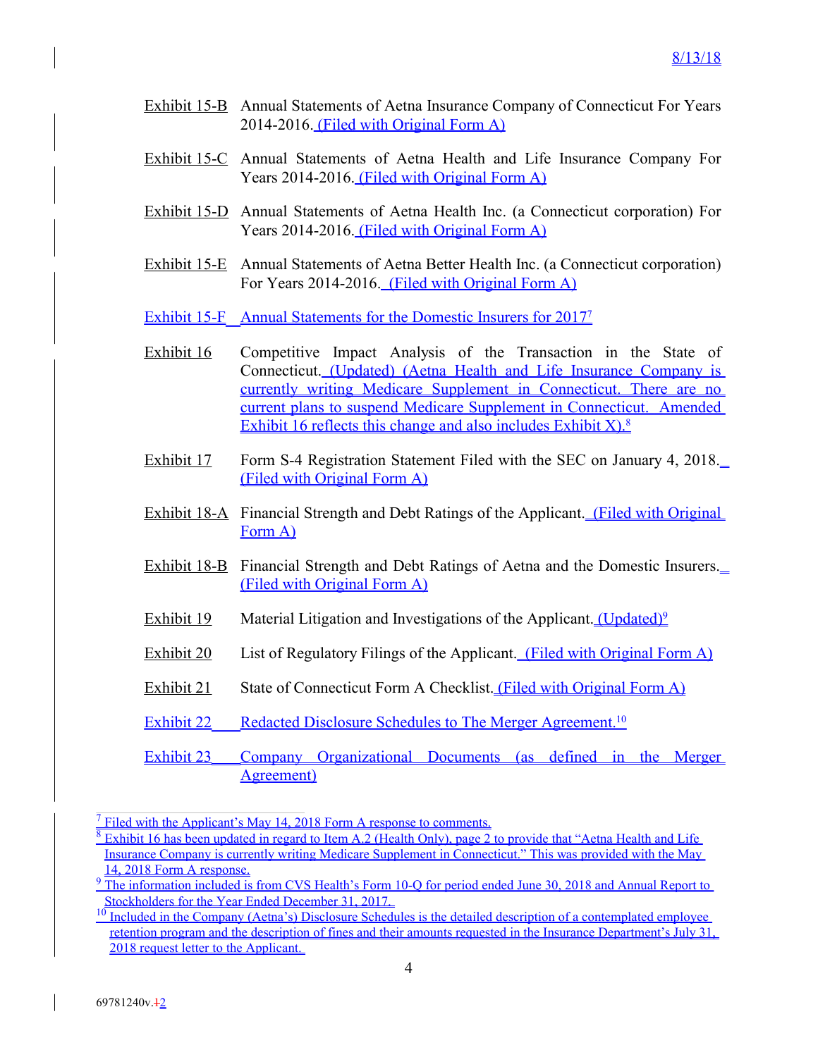Exhibit 15-B Annual Statements of Aetna Insurance Company of Connecticut For Years 2014-2016. (Filed with Original Form A)

Exhibit 15-C Annual Statements of Aetna Health and Life Insurance Company For Years 2014-2016. (Filed with Original Form A)

Exhibit 15-D Annual Statements of Aetna Health Inc. (a Connecticut corporation) For Years 2014-2016. (Filed with Original Form A)

Exhibit 15-E Annual Statements of Aetna Better Health Inc. (a Connecticut corporation) For Years 2014-2016. (Filed with Original Form A)

Exhibit 15-F Annual Statements for the Domestic Insurers for 2017[7]

Exhibit 16 Competitive Impact Analysis of the Transaction in the State of Connecticut. (Updated) (Aetna Health and Life Insurance Company is currently writing Medicare Supplement in Connecticut. There are no current plans to suspend Medicare Supplement in Connecticut. Amended Exhibit 16 reflects this change and also includes Exhibit X).[8]

Exhibit 17 Form S-4 Registration Statement Filed with the SEC on January 4, 2018. (Filed with Original Form A)

Exhibit 18-A Financial Strength and Debt Ratings of the Applicant. (Filed with Original Form A)

Exhibit 18-B Financial Strength and Debt Ratings of Aetna and the Domestic Insurers. (Filed with Original Form A)

Exhibit 19 Material Litigation and Investigations of the Applicant. (Updated)[9]

Exhibit 20 List of Regulatory Filings of the Applicant. (Filed with Original Form A)

Exhibit 21 State of Connecticut Form A Checklist. (Filed with Original Form A)

Exhibit 22 Redacted Disclosure Schedules to The Merger Agreement.[10]

Exhibit 23 Company Organizational Documents (as defined in the Merger Agreement)

---

[7] Filed with the Applicant's May 14, 2018 Form A response to comments.

[8] Exhibit 16 has been updated in regard to Item A.2 (Health Only), page 2 to provide that "Aetna Health and Life Insurance Company is currently writing Medicare Supplement in Connecticut." This was provided with the May 14, 2018 Form A response.

[9] The information included is from CVS Health's Form 10-Q for period ended June 30, 2018 and Annual Report to Stockholders for the Year Ended December 31, 2017.

[10] Included in the Company (Aetna's) Disclosure Schedules is the detailed description of a contemplated employee retention program and the description of fines and their amounts requested in the Insurance Department's July 31, 2018 request letter to the Applicant.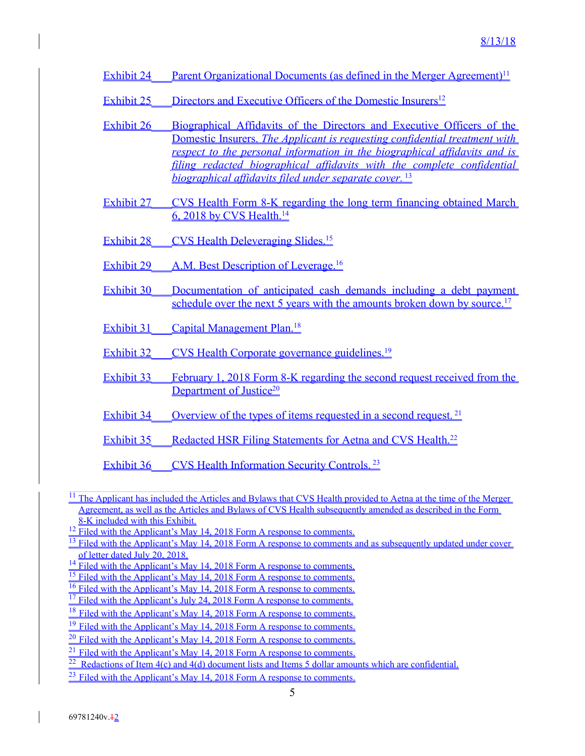Exhibit 24 Parent Organizational Documents (as defined in the Merger Agreement)[11]

Exhibit 25 Directors and Executive Officers of the Domestic Insurers[12]

Exhibit 26 Biographical Affidavits of the Directors and Executive Officers of the Domestic Insurers. *The Applicant is requesting confidential treatment with respect to the personal information in the biographical affidavits and is filing redacted biographical affidavits with the complete confidential biographical affidavits filed under separate cover.* [13]

Exhibit 27 CVS Health Form 8-K regarding the long term financing obtained March 6, 2018 by CVS Health.[14]

Exhibit 28 CVS Health Deleveraging Slides.[15]

Exhibit 29 A.M. Best Description of Leverage.[16]

Exhibit 30 Documentation of anticipated cash demands including a debt payment schedule over the next 5 years with the amounts broken down by source.[17]

Exhibit 31 Capital Management Plan.[18]

Exhibit 32 CVS Health Corporate governance guidelines.[19]

Exhibit 33 February 1, 2018 Form 8-K regarding the second request received from the Department of Justice[20]

Exhibit 34 Overview of the types of items requested in a second request. [21]

Exhibit 35 Redacted HSR Filing Statements for Aetna and CVS Health.[22]

Exhibit 36 CVS Health Information Security Controls. [23]

---

[11] The Applicant has included the Articles and Bylaws that CVS Health provided to Aetna at the time of the Merger Agreement, as well as the Articles and Bylaws of CVS Health subsequently amended as described in the Form 8-K included with this Exhibit.

[12] Filed with the Applicant's May 14, 2018 Form A response to comments.

[13] Filed with the Applicant's May 14, 2018 Form A response to comments and as subsequently updated under cover of letter dated July 20, 2018.

[14] Filed with the Applicant's May 14, 2018 Form A response to comments.

[15] Filed with the Applicant's May 14, 2018 Form A response to comments.

[16] Filed with the Applicant's May 14, 2018 Form A response to comments.

[17] Filed with the Applicant's July 24, 2018 Form A response to comments.

[18] Filed with the Applicant's May 14, 2018 Form A response to comments.

[19] Filed with the Applicant's May 14, 2018 Form A response to comments.

[20] Filed with the Applicant's May 14, 2018 Form A response to comments.

[21] Filed with the Applicant's May 14, 2018 Form A response to comments.

[22] Redactions of Item 4(c) and 4(d) document lists and Items 5 dollar amounts which are confidential.

[23] Filed with the Applicant's May 14, 2018 Form A response to comments.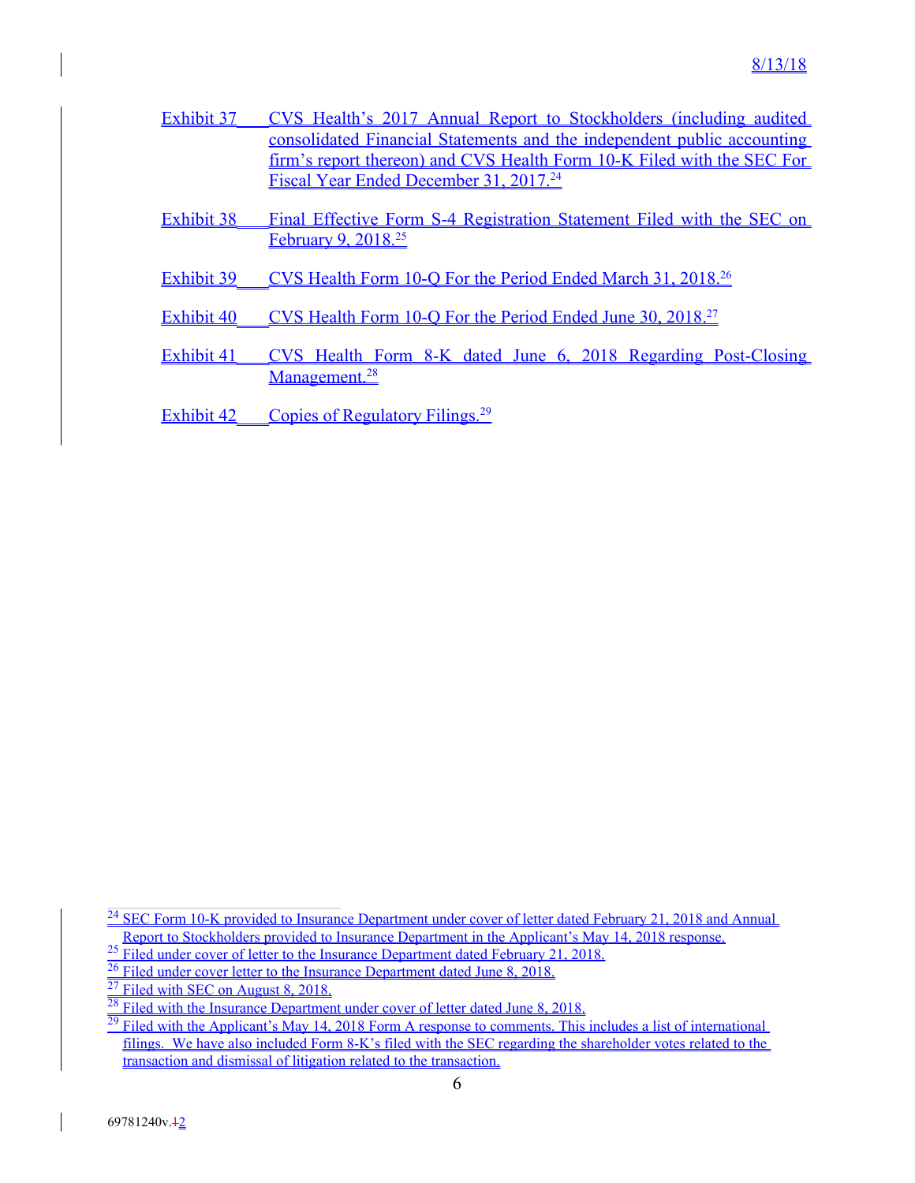8/13/18

Exhibit 37 CVS Health's 2017 Annual Report to Stockholders (including audited consolidated Financial Statements and the independent public accounting firm's report thereon) and CVS Health Form 10-K Filed with the SEC For Fiscal Year Ended December 31, 2017.[24]

Exhibit 38 Final Effective Form S-4 Registration Statement Filed with the SEC on February 9, 2018.[25]

Exhibit 39 CVS Health Form 10-Q For the Period Ended March 31, 2018.[26]

Exhibit 40 CVS Health Form 10-Q For the Period Ended June 30, 2018.[27]

Exhibit 41 CVS Health Form 8-K dated June 6, 2018 Regarding Post-Closing Management.[28]

Exhibit 42 Copies of Regulatory Filings.[29]

---

[24] SEC Form 10-K provided to Insurance Department under cover of letter dated February 21, 2018 and Annual Report to Stockholders provided to Insurance Department in the Applicant's May 14, 2018 response.

[25] Filed under cover of letter to the Insurance Department dated February 21, 2018.

[26] Filed under cover letter to the Insurance Department dated June 8, 2018.

[27] Filed with SEC on August 8, 2018.

[28] Filed with the Insurance Department under cover of letter dated June 8, 2018.

[29] Filed with the Applicant's May 14, 2018 Form A response to comments. This includes a list of international filings. We have also included Form 8-K's filed with the SEC regarding the shareholder votes related to the transaction and dismissal of litigation related to the transaction.

69781240v.~~1~~2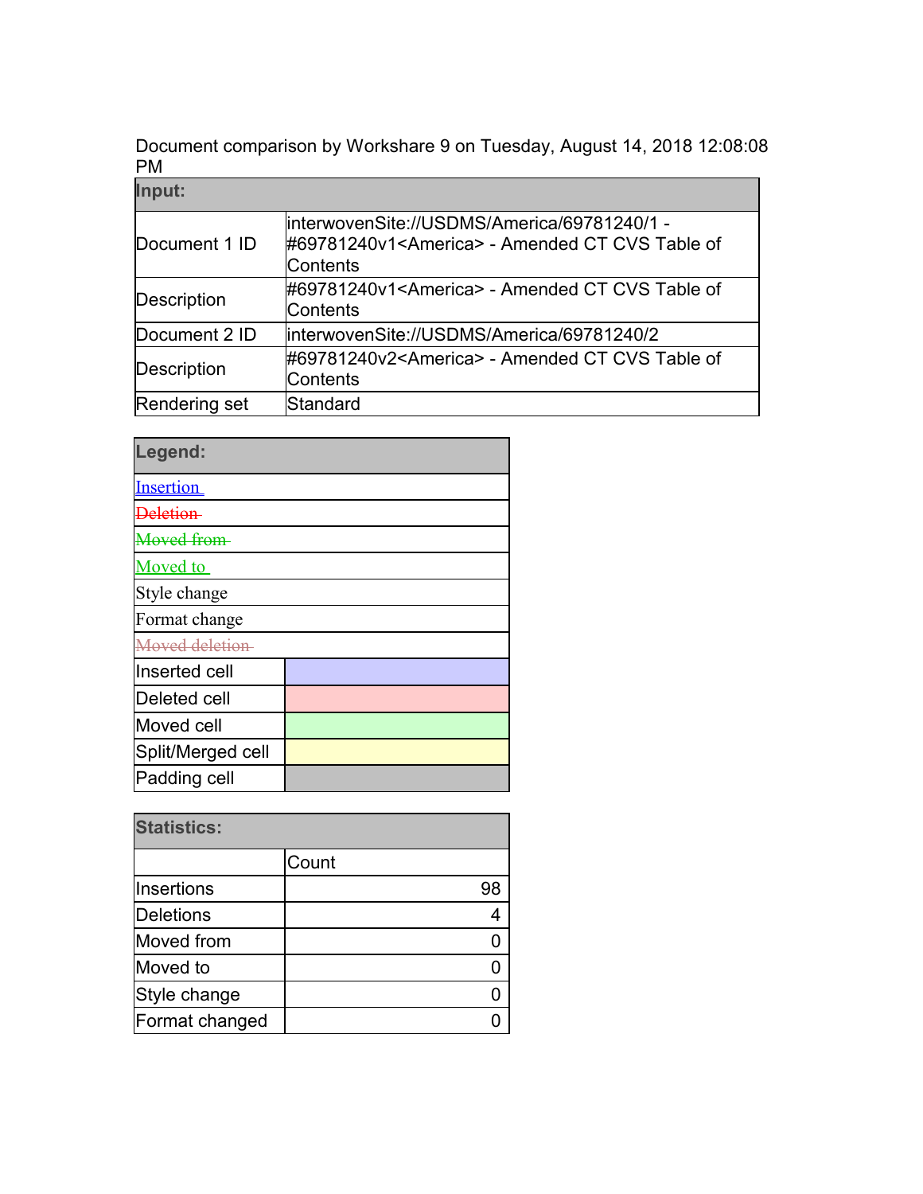Document comparison by Workshare 9 on Tuesday, August 14, 2018 12:08:08 PM

| Input: | |
|---|---|
| Document 1 ID | interwovenSite://USDMS/America/69781240/1 - #69781240v1<America> - Amended CT CVS Table of Contents |
| Description | #69781240v1<America> - Amended CT CVS Table of Contents |
| Document 2 ID | interwovenSite://USDMS/America/69781240/2 |
| Description | #69781240v2<America> - Amended CT CVS Table of Contents |
| Rendering set | Standard |

| Legend: | |
|---|---|
| Insertion | |
| ~~Deletion~~ | |
| ~~Moved from~~ | |
| Moved to | |
| Style change | |
| Format change | |
| ~~Moved deletion~~ | |
| Inserted cell | |
| Deleted cell | |
| Moved cell | |
| Split/Merged cell | |
| Padding cell | |

| Statistics: | |
|---|---|
| | Count |
| Insertions | 98 |
| Deletions | 4 |
| Moved from | 0 |
| Moved to | 0 |
| Style change | 0 |
| Format changed | 0 |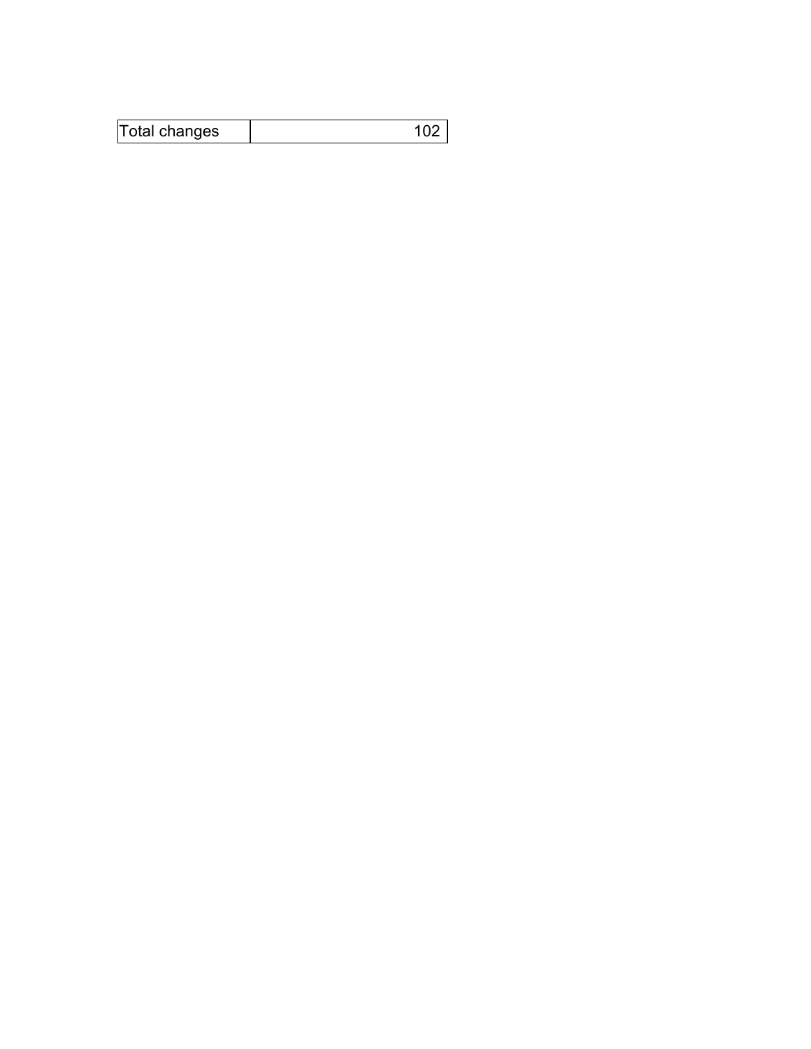| | |
|---|---|
| Total changes | 102 |